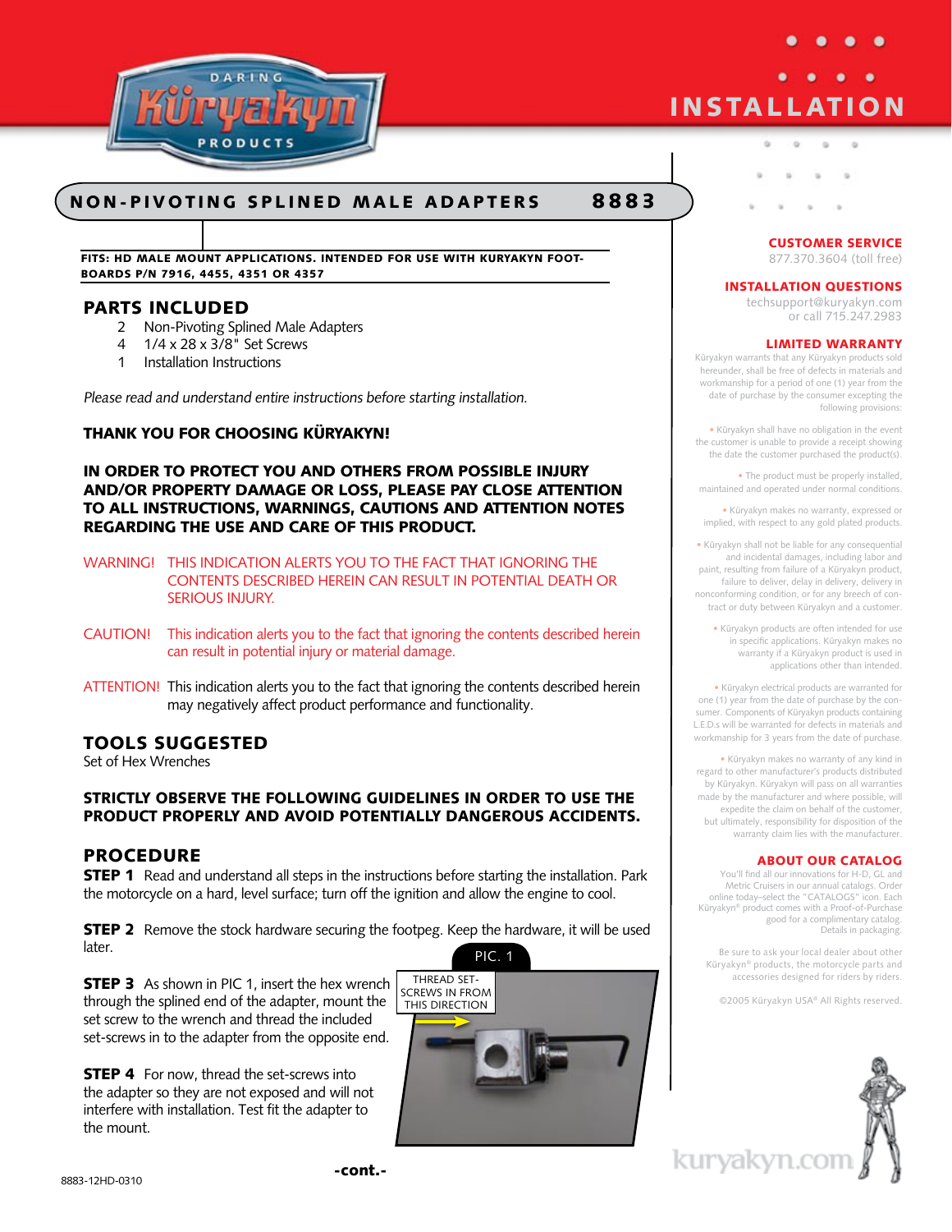# INSTALLATION

## NON-PIVOTING SPLINED MALE ADAPTERS 8883

**FITS: HD MALE MOUNT APPLICATIONS. INTENDED FOR USE WITH KURYAKYN FOOT-BOARDS P/N 7916, 4455, 4351 OR 4357**

## PARTS INCLUDED

2 Non-Pivoting Splined Male Adapters
4 1/4 x 28 x 3/8" Set Screws
1 Installation Instructions

*Please read and understand entire instructions before starting installation.*

**THANK YOU FOR CHOOSING KÜRYAKYN!**

**IN ORDER TO PROTECT YOU AND OTHERS FROM POSSIBLE INJURY AND/OR PROPERTY DAMAGE OR LOSS, PLEASE PAY CLOSE ATTENTION TO ALL INSTRUCTIONS, WARNINGS, CAUTIONS AND ATTENTION NOTES REGARDING THE USE AND CARE OF THIS PRODUCT.**

WARNING! THIS INDICATION ALERTS YOU TO THE FACT THAT IGNORING THE CONTENTS DESCRIBED HEREIN CAN RESULT IN POTENTIAL DEATH OR SERIOUS INJURY.

CAUTION! This indication alerts you to the fact that ignoring the contents described herein can result in potential injury or material damage.

ATTENTION! This indication alerts you to the fact that ignoring the contents described herein may negatively affect product performance and functionality.

## TOOLS SUGGESTED

Set of Hex Wrenches

**STRICTLY OBSERVE THE FOLLOWING GUIDELINES IN ORDER TO USE THE PRODUCT PROPERLY AND AVOID POTENTIALLY DANGEROUS ACCIDENTS.**

## PROCEDURE

**STEP 1** Read and understand all steps in the instructions before starting the installation. Park the motorcycle on a hard, level surface; turn off the ignition and allow the engine to cool.

**STEP 2** Remove the stock hardware securing the footpeg. Keep the hardware, it will be used later.

**STEP 3** As shown in PIC 1, insert the hex wrench through the splined end of the adapter, mount the set screw to the wrench and thread the included set-screws in to the adapter from the opposite end.

**STEP 4** For now, thread the set-screws into the adapter so they are not exposed and will not interfere with installation. Test fit the adapter to the mount.

PIC. 1

THREAD SET-SCREWS IN FROM THIS DIRECTION

-cont.-

8883-12HD-0310

---

**CUSTOMER SERVICE**
877.370.3604 (toll free)

**INSTALLATION QUESTIONS**
techsupport@kuryakyn.com
or call 715.247.2983

**LIMITED WARRANTY**

Küryakyn warrants that any Küryakyn products sold hereunder, shall be free of defects in materials and workmanship for a period of one (1) year from the date of purchase by the consumer excepting the following provisions:

• Küryakyn shall have no obligation in the event the customer is unable to provide a receipt showing the date the customer purchased the product(s).

• The product must be properly installed, maintained and operated under normal conditions.

• Küryakyn makes no warranty, expressed or implied, with respect to any gold plated products.

• Küryakyn shall not be liable for any consequential and incidental damages, including labor and paint, resulting from failure of a Küryakyn product, failure to deliver, delay in delivery, delivery in nonconforming condition, or for any breech of contract or duty between Küryakyn and a customer.

• Küryakyn products are often intended for use in specific applications. Küryakyn makes no warranty if a Küryakyn product is used in applications other than intended.

• Küryakyn electrical products are warranted for one (1) year from the date of purchase by the consumer. Components of Küryakyn products containing L.E.D.s will be warranted for defects in materials and workmanship for 3 years from the date of purchase.

• Küryakyn makes no warranty of any kind in regard to other manufacturer's products distributed by Küryakyn. Küryakyn will pass on all warranties made by the manufacturer and where possible, will expedite the claim on behalf of the customer, but ultimately, responsibility for disposition of the warranty claim lies with the manufacturer.

**ABOUT OUR CATALOG**

You'll find all our innovations for H-D, GL and Metric Cruisers in our annual catalogs. Order online today–select the "CATALOGS" icon. Each Küryakyn® product comes with a Proof-of-Purchase good for a complimentary catalog. Details in packaging.

Be sure to ask your local dealer about other Küryakyn® products, the motorcycle parts and accessories designed for riders by riders.

©2005 Küryakyn USA® All Rights reserved.

kuryakyn.com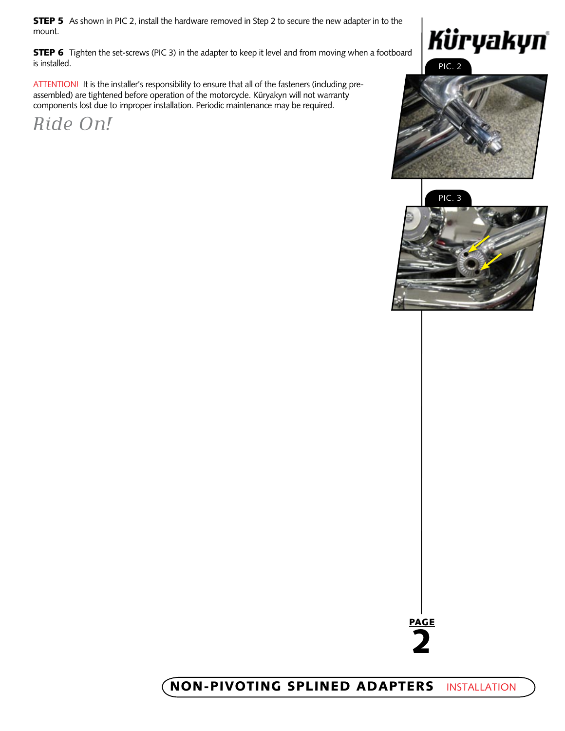**STEP 5** As shown in PIC 2, install the hardware removed in Step 2 to secure the new adapter in to the mount.

**STEP 6** Tighten the set-screws (PIC 3) in the adapter to keep it level and from moving when a footboard is installed.

ATTENTION! It is the installer's responsibility to ensure that all of the fasteners (including pre-assembled) are tightened before operation of the motorcycle. Küryakyn will not warranty components lost due to improper installation. Periodic maintenance may be required.

*Ride On!*

PIC. 2

PIC. 3